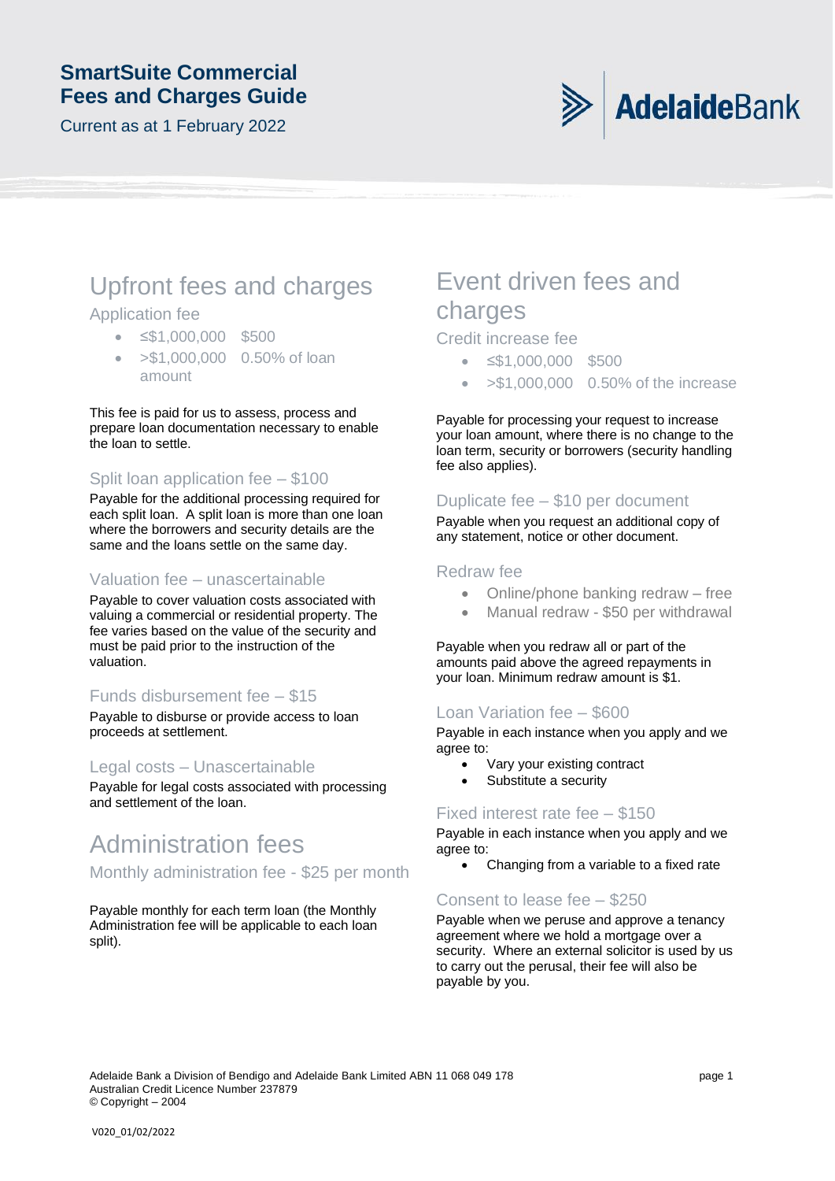# SmartSuite Commercial Fees and Charges Guide

Current as at 1 February 2022

AdelaideBank

## Upfront fees and charges

### Application fee

- ≤$1,000,000 $500
- >$1,000,000 0.50% of loan amount

This fee is paid for us to assess, process and prepare loan documentation necessary to enable the loan to settle.

### Split loan application fee – $100

Payable for the additional processing required for each split loan. A split loan is more than one loan where the borrowers and security details are the same and the loans settle on the same day.

### Valuation fee – unascertainable

Payable to cover valuation costs associated with valuing a commercial or residential property. The fee varies based on the value of the security and must be paid prior to the instruction of the valuation.

### Funds disbursement fee – $15

Payable to disburse or provide access to loan proceeds at settlement.

### Legal costs – Unascertainable

Payable for legal costs associated with processing and settlement of the loan.

## Administration fees

### Monthly administration fee - $25 per month

Payable monthly for each term loan (the Monthly Administration fee will be applicable to each loan split).

## Event driven fees and charges

### Credit increase fee

- ≤$1,000,000 $500
- >$1,000,000 0.50% of the increase

Payable for processing your request to increase your loan amount, where there is no change to the loan term, security or borrowers (security handling fee also applies).

### Duplicate fee – $10 per document

Payable when you request an additional copy of any statement, notice or other document.

### Redraw fee

- Online/phone banking redraw – free
- Manual redraw - $50 per withdrawal

Payable when you redraw all or part of the amounts paid above the agreed repayments in your loan. Minimum redraw amount is $1.

### Loan Variation fee – $600

Payable in each instance when you apply and we agree to:

- Vary your existing contract
- Substitute a security

### Fixed interest rate fee – $150

Payable in each instance when you apply and we agree to:

- Changing from a variable to a fixed rate

### Consent to lease fee – $250

Payable when we peruse and approve a tenancy agreement where we hold a mortgage over a security. Where an external solicitor is used by us to carry out the perusal, their fee will also be payable by you.

Adelaide Bank a Division of Bendigo and Adelaide Bank Limited ABN 11 068 049 178
Australian Credit Licence Number 237879
© Copyright – 2004

V020_01/02/2022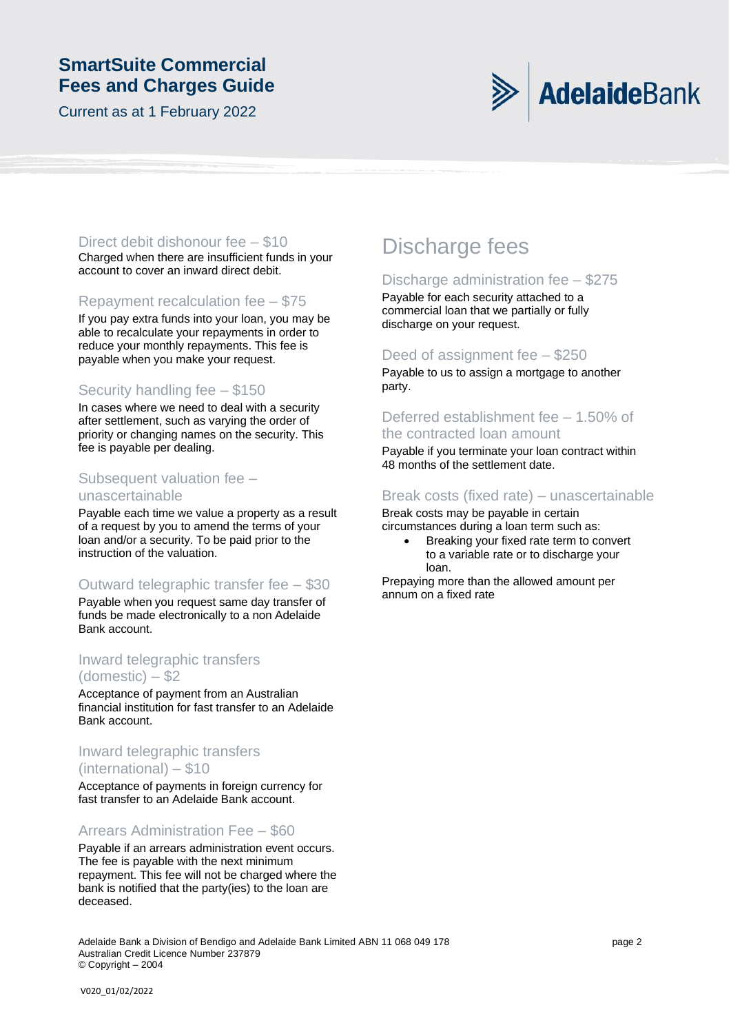### Direct debit dishonour fee – $10

Charged when there are insufficient funds in your account to cover an inward direct debit.

### Repayment recalculation fee – $75

If you pay extra funds into your loan, you may be able to recalculate your repayments in order to reduce your monthly repayments. This fee is payable when you make your request.

### Security handling fee – $150

In cases where we need to deal with a security after settlement, such as varying the order of priority or changing names on the security. This fee is payable per dealing.

### Subsequent valuation fee – unascertainable

Payable each time we value a property as a result of a request by you to amend the terms of your loan and/or a security. To be paid prior to the instruction of the valuation.

### Outward telegraphic transfer fee – $30

Payable when you request same day transfer of funds be made electronically to a non Adelaide Bank account.

### Inward telegraphic transfers (domestic) – $2

Acceptance of payment from an Australian financial institution for fast transfer to an Adelaide Bank account.

### Inward telegraphic transfers (international) – $10

Acceptance of payments in foreign currency for fast transfer to an Adelaide Bank account.

### Arrears Administration Fee – $60

Payable if an arrears administration event occurs. The fee is payable with the next minimum repayment. This fee will not be charged where the bank is notified that the party(ies) to the loan are deceased.

## Discharge fees

### Discharge administration fee – $275

Payable for each security attached to a commercial loan that we partially or fully discharge on your request.

### Deed of assignment fee – $250

Payable to us to assign a mortgage to another party.

### Deferred establishment fee – 1.50% of the contracted loan amount

Payable if you terminate your loan contract within 48 months of the settlement date.

### Break costs (fixed rate) – unascertainable

Break costs may be payable in certain circumstances during a loan term such as:

- Breaking your fixed rate term to convert to a variable rate or to discharge your loan.

Prepaying more than the allowed amount per annum on a fixed rate

Adelaide Bank a Division of Bendigo and Adelaide Bank Limited ABN 11 068 049 178
Australian Credit Licence Number 237879
© Copyright – 2004

V020_01/02/2022